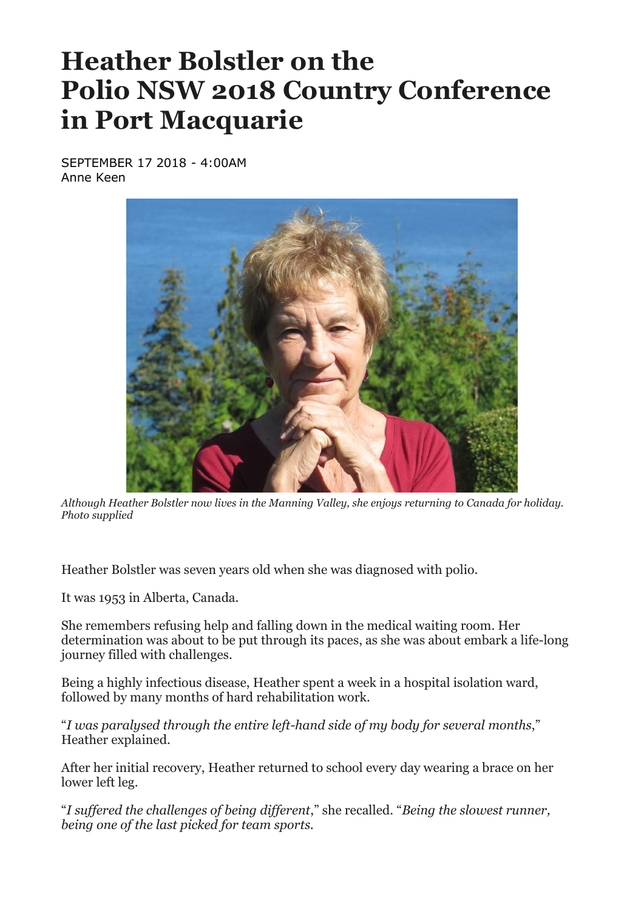# Heather Bolstler on the Polio NSW 2018 Country Conference in Port Macquarie

SEPTEMBER 17 2018 - 4:00AM
Anne Keen

*Although Heather Bolstler now lives in the Manning Valley, she enjoys returning to Canada for holiday. Photo supplied*

Heather Bolstler was seven years old when she was diagnosed with polio.

It was 1953 in Alberta, Canada.

She remembers refusing help and falling down in the medical waiting room. Her determination was about to be put through its paces, as she was about embark a life-long journey filled with challenges.

Being a highly infectious disease, Heather spent a week in a hospital isolation ward, followed by many months of hard rehabilitation work.

"*I was paralysed through the entire left-hand side of my body for several months*," Heather explained.

After her initial recovery, Heather returned to school every day wearing a brace on her lower left leg.

"*I suffered the challenges of being different*," she recalled. "*Being the slowest runner, being one of the last picked for team sports.*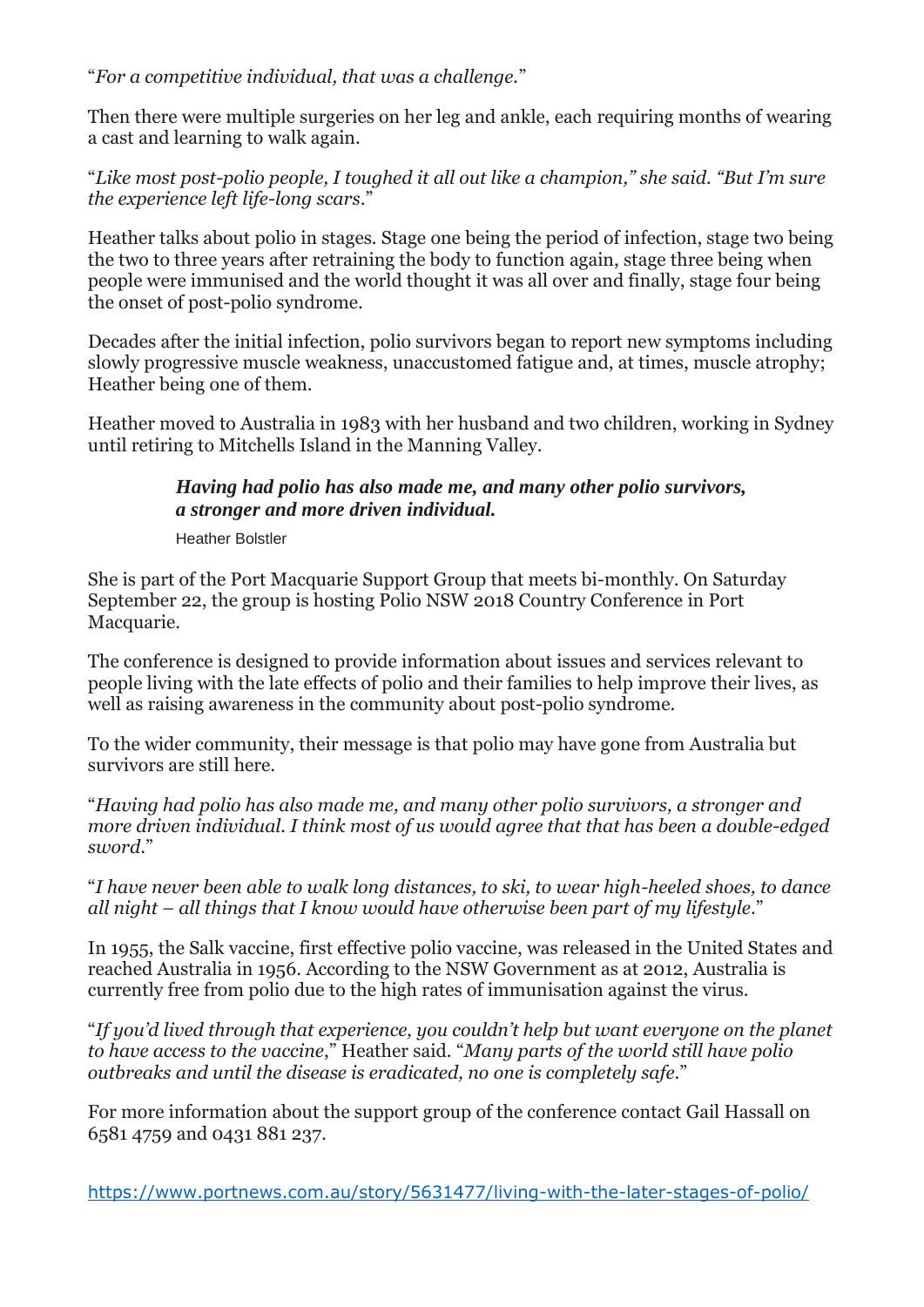"*For a competitive individual, that was a challenge.*"

Then there were multiple surgeries on her leg and ankle, each requiring months of wearing a cast and learning to walk again.

"*Like most post-polio people, I toughed it all out like a champion," she said. "But I'm sure the experience left life-long scars.*"

Heather talks about polio in stages. Stage one being the period of infection, stage two being the two to three years after retraining the body to function again, stage three being when people were immunised and the world thought it was all over and finally, stage four being the onset of post-polio syndrome.

Decades after the initial infection, polio survivors began to report new symptoms including slowly progressive muscle weakness, unaccustomed fatigue and, at times, muscle atrophy; Heather being one of them.

Heather moved to Australia in 1983 with her husband and two children, working in Sydney until retiring to Mitchells Island in the Manning Valley.

> ***Having had polio has also made me, and many other polio survivors, a stronger and more driven individual.***
>
> Heather Bolstler

She is part of the Port Macquarie Support Group that meets bi-monthly. On Saturday September 22, the group is hosting Polio NSW 2018 Country Conference in Port Macquarie.

The conference is designed to provide information about issues and services relevant to people living with the late effects of polio and their families to help improve their lives, as well as raising awareness in the community about post-polio syndrome.

To the wider community, their message is that polio may have gone from Australia but survivors are still here.

"*Having had polio has also made me, and many other polio survivors, a stronger and more driven individual. I think most of us would agree that that has been a double-edged sword.*"

"*I have never been able to walk long distances, to ski, to wear high-heeled shoes, to dance all night – all things that I know would have otherwise been part of my lifestyle.*"

In 1955, the Salk vaccine, first effective polio vaccine, was released in the United States and reached Australia in 1956. According to the NSW Government as at 2012, Australia is currently free from polio due to the high rates of immunisation against the virus.

"*If you'd lived through that experience, you couldn't help but want everyone on the planet to have access to the vaccine*," Heather said. "*Many parts of the world still have polio outbreaks and until the disease is eradicated, no one is completely safe.*"

For more information about the support group of the conference contact Gail Hassall on 6581 4759 and 0431 881 237.

https://www.portnews.com.au/story/5631477/living-with-the-later-stages-of-polio/